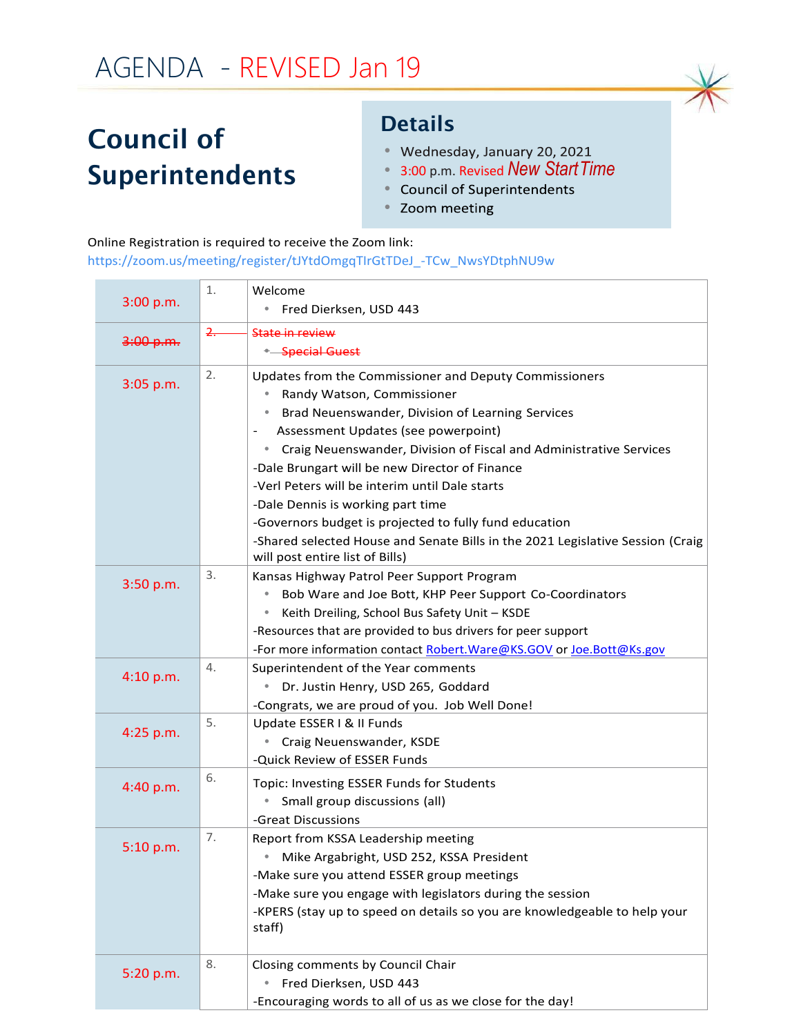# AGENDA - REVISED Jan 19

## Council of Superintendents

### Details

- Wednesday, January 20, 2021
- 3:00 p.m. Revised *New Start Time*
- Council of Superintendents
- Zoom meeting

Online Registration is required to receive the Zoom link:
https://zoom.us/meeting/register/tJYtdOmgqTIrGtTDeJ_-TCw_NwsYDtphNU9w

| Time | # | Item |
|---|---|---|
| 3:00 p.m. | 1. | Welcome<br>• Fred Dierksen, USD 443 |
| ~~3:00 p.m.~~ | ~~2.~~ | ~~State in review~~<br>• ~~Special Guest~~ |
| 3:05 p.m. | 2. | Updates from the Commissioner and Deputy Commissioners<br>• Randy Watson, Commissioner<br>• Brad Neuenswander, Division of Learning Services<br>- Assessment Updates (see powerpoint)<br>• Craig Neuenswander, Division of Fiscal and Administrative Services<br>-Dale Brungart will be new Director of Finance<br>-Verl Peters will be interim until Dale starts<br>-Dale Dennis is working part time<br>-Governors budget is projected to fully fund education<br>-Shared selected House and Senate Bills in the 2021 Legislative Session (Craig will post entire list of Bills) |
| 3:50 p.m. | 3. | Kansas Highway Patrol Peer Support Program<br>• Bob Ware and Joe Bott, KHP Peer Support Co-Coordinators<br>• Keith Dreiling, School Bus Safety Unit – KSDE<br>-Resources that are provided to bus drivers for peer support<br>-For more information contact Robert.Ware@KS.GOV or Joe.Bott@Ks.gov |
| 4:10 p.m. | 4. | Superintendent of the Year comments<br>• Dr. Justin Henry, USD 265, Goddard<br>-Congrats, we are proud of you. Job Well Done! |
| 4:25 p.m. | 5. | Update ESSER I & II Funds<br>• Craig Neuenswander, KSDE<br>-Quick Review of ESSER Funds |
| 4:40 p.m. | 6. | Topic: Investing ESSER Funds for Students<br>• Small group discussions (all)<br>-Great Discussions |
| 5:10 p.m. | 7. | Report from KSSA Leadership meeting<br>• Mike Argabright, USD 252, KSSA President<br>-Make sure you attend ESSER group meetings<br>-Make sure you engage with legislators during the session<br>-KPERS (stay up to speed on details so you are knowledgeable to help your staff) |
| 5:20 p.m. | 8. | Closing comments by Council Chair<br>• Fred Dierksen, USD 443<br>-Encouraging words to all of us as we close for the day! |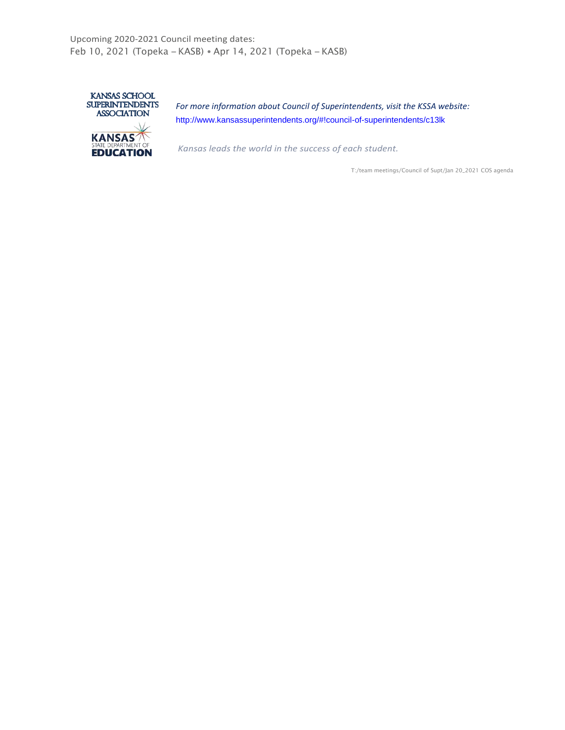Upcoming 2020-2021 Council meeting dates:
Feb 10, 2021 (Topeka – KASB) • Apr 14, 2021 (Topeka – KASB)

KANSAS SCHOOL SUPERINTENDENTS ASSOCIATION

KANSAS STATE DEPARTMENT OF EDUCATION

*For more information about Council of Superintendents, visit the KSSA website:*
http://www.kansassuperintendents.org/#!council-of-superintendents/c13lk

*Kansas leads the world in the success of each student.*

T:/team meetings/Council of Supt/Jan 20_2021 COS agenda